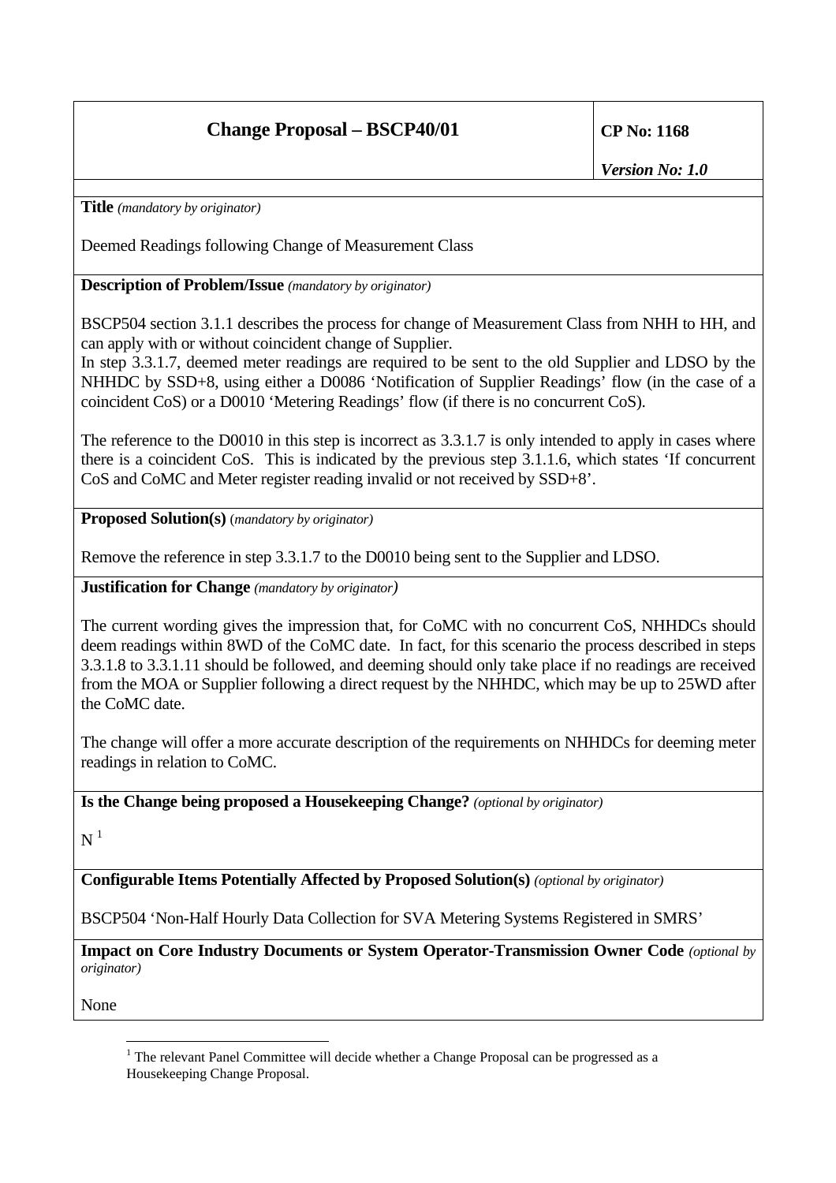| **Change Proposal – BSCP40/01** | **CP No: 1168** |
| --- | --- |
| | ***Version No: 1.0*** |

**Title** *(mandatory by originator)*

Deemed Readings following Change of Measurement Class

**Description of Problem/Issue** *(mandatory by originator)*

BSCP504 section 3.1.1 describes the process for change of Measurement Class from NHH to HH, and can apply with or without coincident change of Supplier.

In step 3.3.1.7, deemed meter readings are required to be sent to the old Supplier and LDSO by the NHHDC by SSD+8, using either a D0086 'Notification of Supplier Readings' flow (in the case of a coincident CoS) or a D0010 'Metering Readings' flow (if there is no concurrent CoS).

The reference to the D0010 in this step is incorrect as 3.3.1.7 is only intended to apply in cases where there is a coincident CoS. This is indicated by the previous step 3.1.1.6, which states 'If concurrent CoS and CoMC and Meter register reading invalid or not received by SSD+8'.

**Proposed Solution(s)** (*mandatory by originator)*

Remove the reference in step 3.3.1.7 to the D0010 being sent to the Supplier and LDSO.

**Justification for Change** *(mandatory by originator)*

The current wording gives the impression that, for CoMC with no concurrent CoS, NHHDCs should deem readings within 8WD of the CoMC date. In fact, for this scenario the process described in steps 3.3.1.8 to 3.3.1.11 should be followed, and deeming should only take place if no readings are received from the MOA or Supplier following a direct request by the NHHDC, which may be up to 25WD after the CoMC date.

The change will offer a more accurate description of the requirements on NHHDCs for deeming meter readings in relation to CoMC.

**Is the Change being proposed a Housekeeping Change?** *(optional by originator)*

N [1]

**Configurable Items Potentially Affected by Proposed Solution(s)** *(optional by originator)*

BSCP504 'Non-Half Hourly Data Collection for SVA Metering Systems Registered in SMRS'

**Impact on Core Industry Documents or System Operator-Transmission Owner Code** *(optional by originator)*

None

[1] The relevant Panel Committee will decide whether a Change Proposal can be progressed as a Housekeeping Change Proposal.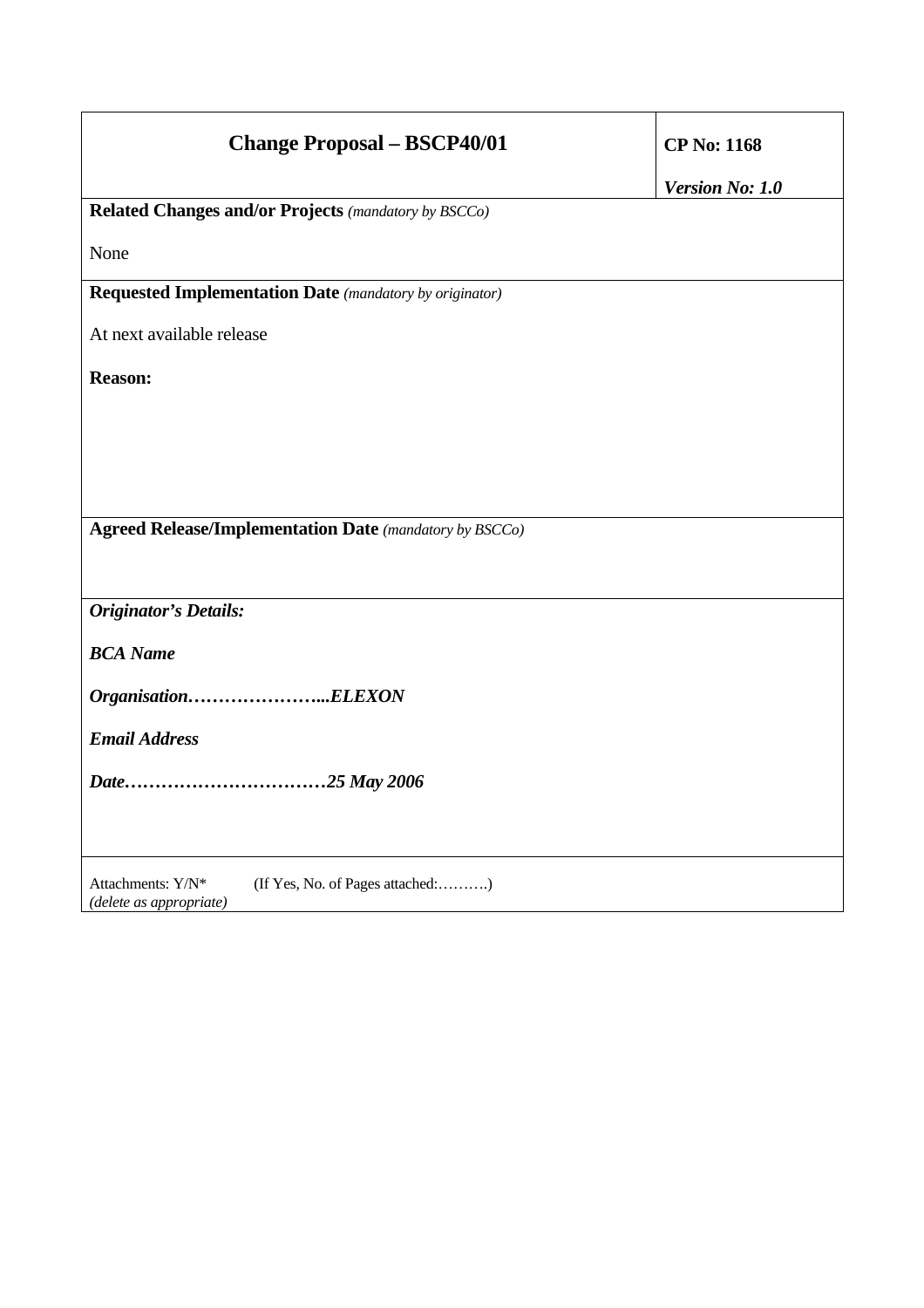| Change Proposal – BSCP40/01 | CP No: 1168 |
|---|---|
| | *Version No: 1.0* |

**Related Changes and/or Projects** *(mandatory by BSCCo)*

None

**Requested Implementation Date** *(mandatory by originator)*

At next available release

**Reason:**

**Agreed Release/Implementation Date** *(mandatory by BSCCo)*

***Originator's Details:***

***BCA Name***

***Organisation…………………...ELEXON***

***Email Address***

***Date……………………………25 May 2006***

Attachments: Y/N* (If Yes, No. of Pages attached:……….)
*(delete as appropriate)*